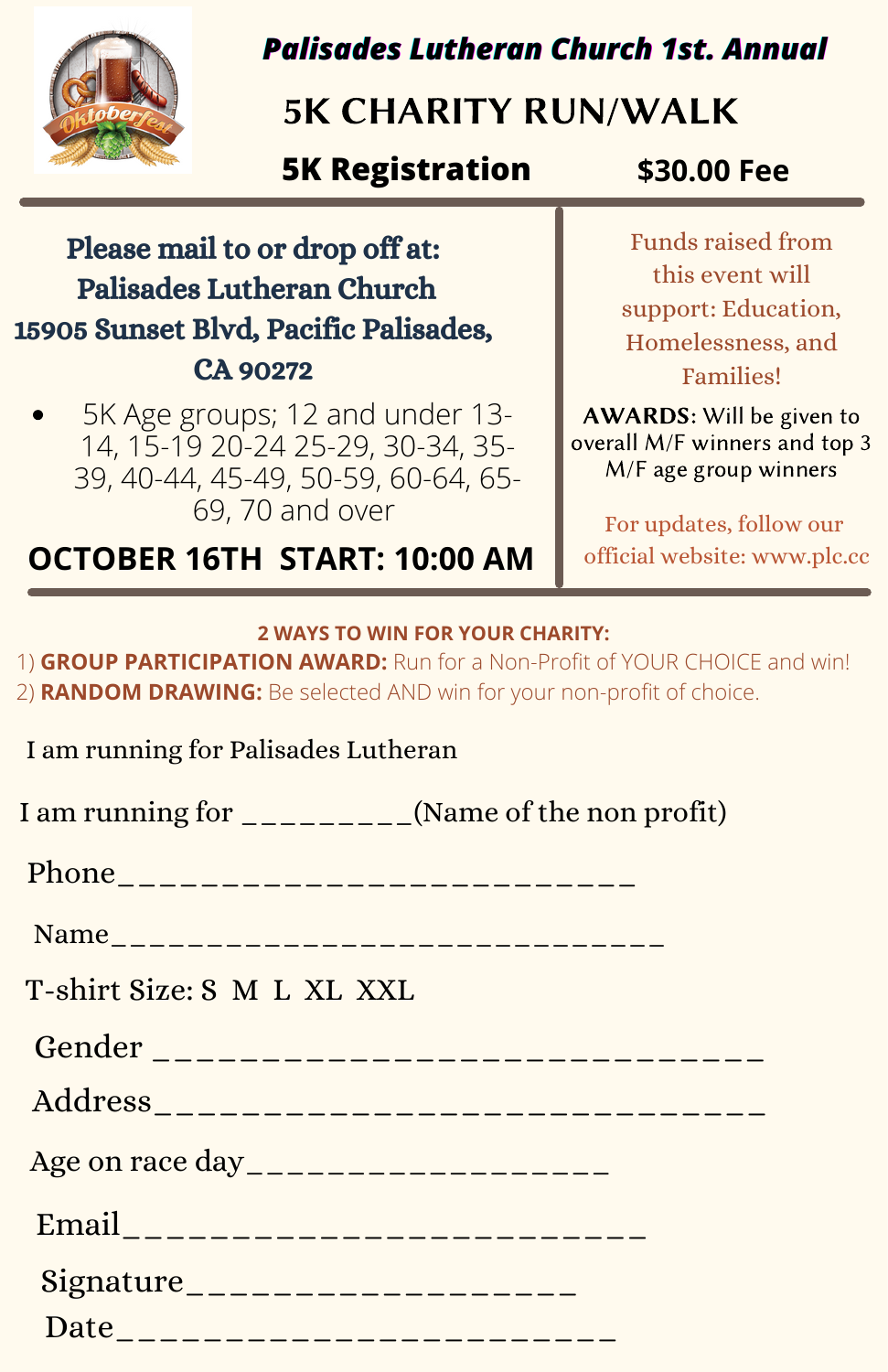***Palisades Lutheran Church 1st. Annual***

# 5K CHARITY RUN/WALK

**5K Registration** **$30.00 Fee**

---

**Please mail to or drop off at:**
**Palisades Lutheran Church**
**15905 Sunset Blvd, Pacific Palisades, CA 90272**

- 5K Age groups; 12 and under 13-14, 15-19 20-24 25-29, 30-34, 35-39, 40-44, 45-49, 50-59, 60-64, 65-69, 70 and over

**OCTOBER 16TH START: 10:00 AM**

Funds raised from this event will support: Education, Homelessness, and Families!

**AWARDS**: Will be given to overall M/F winners and top 3 M/F age group winners

For updates, follow our official website: www.plc.cc

---

**2 WAYS TO WIN FOR YOUR CHARITY:**

1) **GROUP PARTICIPATION AWARD:** Run for a Non-Profit of YOUR CHOICE and win!
2) **RANDOM DRAWING:** Be selected AND win for your non-profit of choice.

I am running for Palisades Lutheran

I am running for _________(Name of the non profit)

Phone__________________________

Name______________________________

T-shirt Size: S M L XL XXL

Gender ______________________________

Address______________________________

Age on race day__________________

Email__________________________

Signature__________________

Date________________________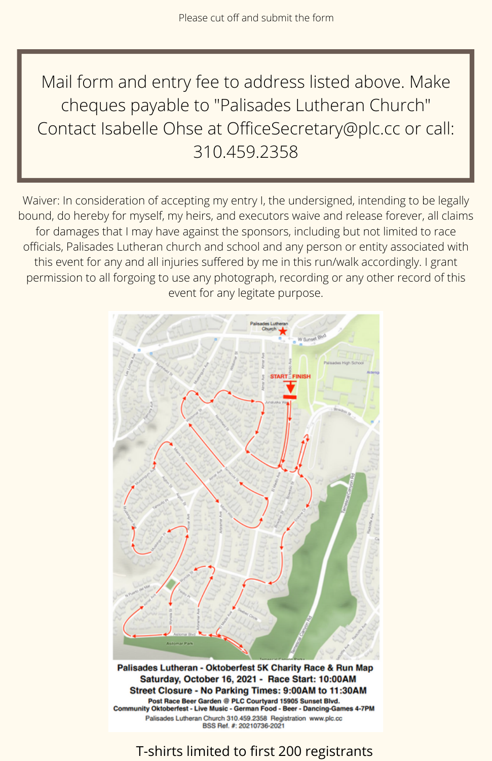Please cut off and submit the form

Mail form and entry fee to address listed above. Make cheques payable to "Palisades Lutheran Church" Contact Isabelle Ohse at OfficeSecretary@plc.cc or call: 310.459.2358

Waiver: In consideration of accepting my entry I, the undersigned, intending to be legally bound, do hereby for myself, my heirs, and executors waive and release forever, all claims for damages that I may have against the sponsors, including but not limited to race officials, Palisades Lutheran church and school and any person or entity associated with this event for any and all injuries suffered by me in this run/walk accordingly. I grant permission to all forgoing to use any photograph, recording or any other record of this event for any legitate purpose.

**Palisades Lutheran - Oktoberfest 5K Charity Race & Run Map**
**Saturday, October 16, 2021 - Race Start: 10:00AM**
**Street Closure - No Parking Times: 9:00AM to 11:30AM**
**Post Race Beer Garden @ PLC Courtyard 15905 Sunset Blvd.**
**Community Oktoberfest - Live Music - German Food - Beer - Dancing-Games 4-7PM**
Palisades Lutheran Church 310.459.2358 Registration www.plc.cc
BSS Ref. #: 20210736-2021

T-shirts limited to first 200 registrants